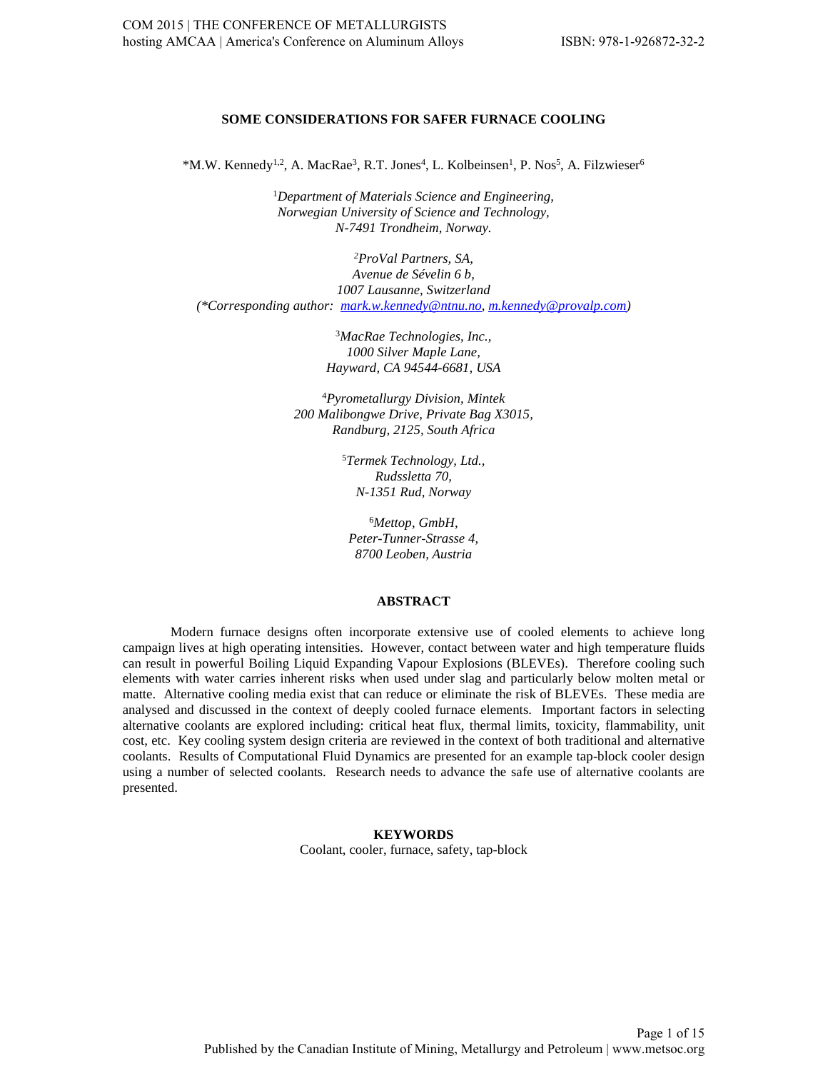# SOME CONSIDERATIONS FOR SAFER FURNACE COOLING

*M.W. Kennedy[1,2], A. MacRae[3], R.T. Jones[4], L. Kolbeinsen[1], P. Nos[5], A. Filzwieser[6]

[1]*Department of Materials Science and Engineering,*
*Norwegian University of Science and Technology,*
*N-7491 Trondheim, Norway.*

[2]*ProVal Partners, SA,*
*Avenue de Sévelin 6 b,*
*1007 Lausanne, Switzerland*
*(*Corresponding author: mark.w.kennedy@ntnu.no, m.kennedy@provalp.com)*

[3]*MacRae Technologies, Inc.,*
*1000 Silver Maple Lane,*
*Hayward, CA 94544-6681, USA*

[4]*Pyrometallurgy Division, Mintek*
*200 Malibongwe Drive, Private Bag X3015,*
*Randburg, 2125, South Africa*

[5]*Termek Technology, Ltd.,*
*Rudssletta 70,*
*N-1351 Rud, Norway*

[6]*Mettop, GmbH,*
*Peter-Tunner-Strasse 4,*
*8700 Leoben, Austria*

## ABSTRACT

Modern furnace designs often incorporate extensive use of cooled elements to achieve long campaign lives at high operating intensities. However, contact between water and high temperature fluids can result in powerful Boiling Liquid Expanding Vapour Explosions (BLEVEs). Therefore cooling such elements with water carries inherent risks when used under slag and particularly below molten metal or matte. Alternative cooling media exist that can reduce or eliminate the risk of BLEVEs. These media are analysed and discussed in the context of deeply cooled furnace elements. Important factors in selecting alternative coolants are explored including: critical heat flux, thermal limits, toxicity, flammability, unit cost, etc. Key cooling system design criteria are reviewed in the context of both traditional and alternative coolants. Results of Computational Fluid Dynamics are presented for an example tap-block cooler design using a number of selected coolants. Research needs to advance the safe use of alternative coolants are presented.

## KEYWORDS

Coolant, cooler, furnace, safety, tap-block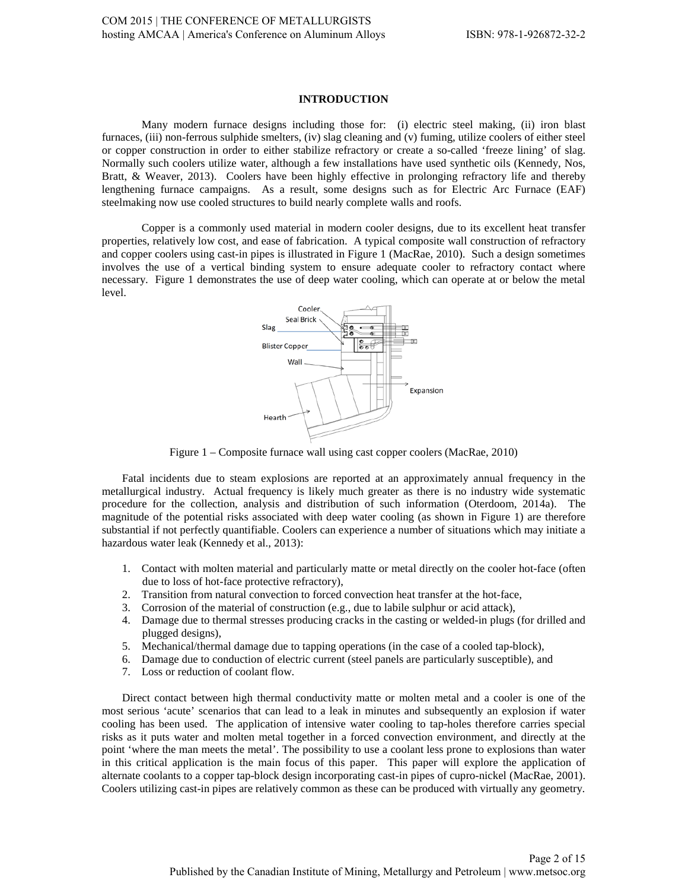# INTRODUCTION

Many modern furnace designs including those for: (i) electric steel making, (ii) iron blast furnaces, (iii) non-ferrous sulphide smelters, (iv) slag cleaning and (v) fuming, utilize coolers of either steel or copper construction in order to either stabilize refractory or create a so-called 'freeze lining' of slag. Normally such coolers utilize water, although a few installations have used synthetic oils (Kennedy, Nos, Bratt, & Weaver, 2013). Coolers have been highly effective in prolonging refractory life and thereby lengthening furnace campaigns. As a result, some designs such as for Electric Arc Furnace (EAF) steelmaking now use cooled structures to build nearly complete walls and roofs.

Copper is a commonly used material in modern cooler designs, due to its excellent heat transfer properties, relatively low cost, and ease of fabrication. A typical composite wall construction of refractory and copper coolers using cast-in pipes is illustrated in Figure 1 (MacRae, 2010). Such a design sometimes involves the use of a vertical binding system to ensure adequate cooler to refractory contact where necessary. Figure 1 demonstrates the use of deep water cooling, which can operate at or below the metal level.

Figure 1 – Composite furnace wall using cast copper coolers (MacRae, 2010)

Fatal incidents due to steam explosions are reported at an approximately annual frequency in the metallurgical industry. Actual frequency is likely much greater as there is no industry wide systematic procedure for the collection, analysis and distribution of such information (Oterdoom, 2014a). The magnitude of the potential risks associated with deep water cooling (as shown in Figure 1) are therefore substantial if not perfectly quantifiable. Coolers can experience a number of situations which may initiate a hazardous water leak (Kennedy et al., 2013):

1. Contact with molten material and particularly matte or metal directly on the cooler hot-face (often due to loss of hot-face protective refractory),
2. Transition from natural convection to forced convection heat transfer at the hot-face,
3. Corrosion of the material of construction (e.g., due to labile sulphur or acid attack),
4. Damage due to thermal stresses producing cracks in the casting or welded-in plugs (for drilled and plugged designs),
5. Mechanical/thermal damage due to tapping operations (in the case of a cooled tap-block),
6. Damage due to conduction of electric current (steel panels are particularly susceptible), and
7. Loss or reduction of coolant flow.

Direct contact between high thermal conductivity matte or molten metal and a cooler is one of the most serious 'acute' scenarios that can lead to a leak in minutes and subsequently an explosion if water cooling has been used. The application of intensive water cooling to tap-holes therefore carries special risks as it puts water and molten metal together in a forced convection environment, and directly at the point 'where the man meets the metal'. The possibility to use a coolant less prone to explosions than water in this critical application is the main focus of this paper. This paper will explore the application of alternate coolants to a copper tap-block design incorporating cast-in pipes of cupro-nickel (MacRae, 2001). Coolers utilizing cast-in pipes are relatively common as these can be produced with virtually any geometry.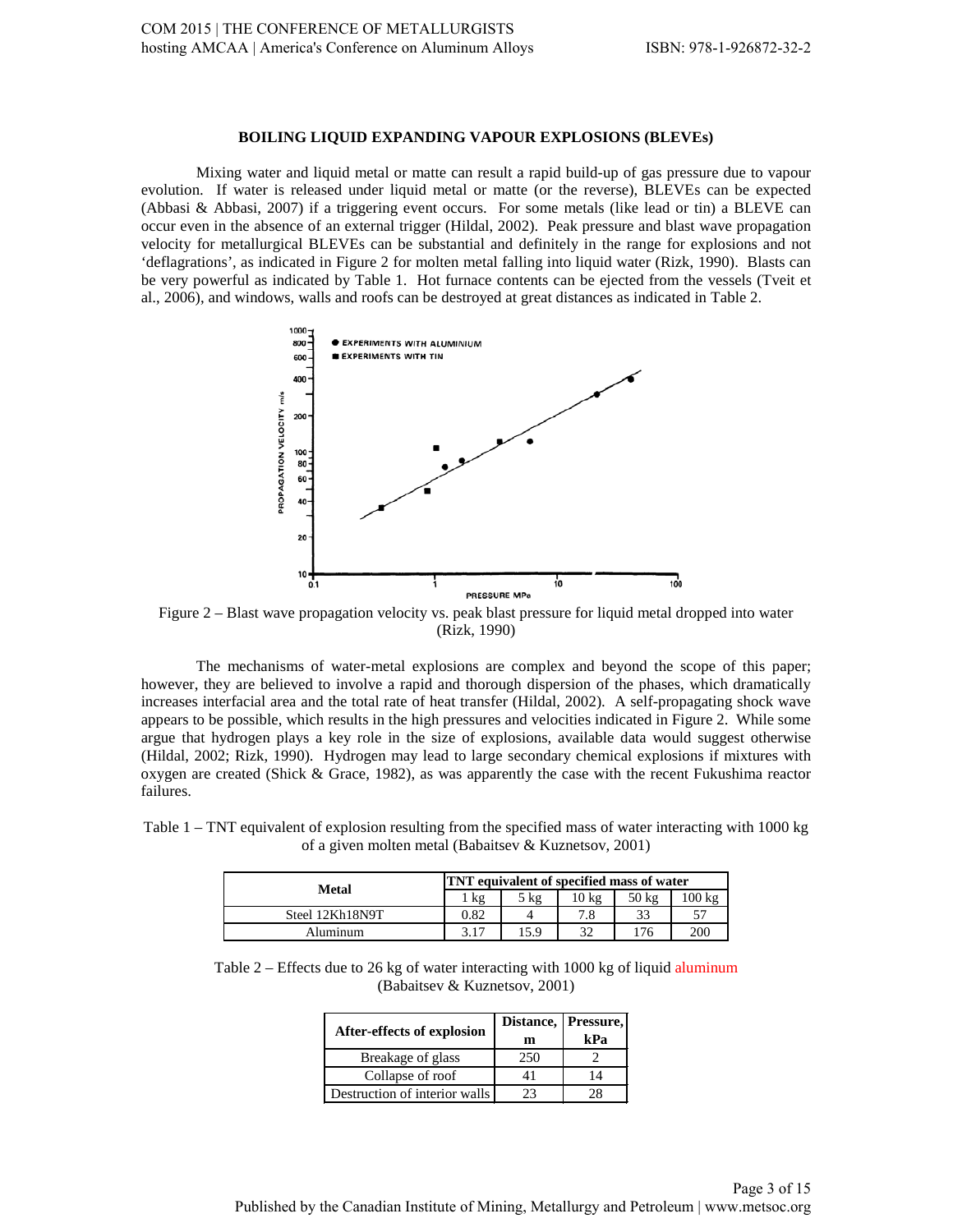### BOILING LIQUID EXPANDING VAPOUR EXPLOSIONS (BLEVEs)

Mixing water and liquid metal or matte can result a rapid build-up of gas pressure due to vapour evolution. If water is released under liquid metal or matte (or the reverse), BLEVEs can be expected (Abbasi & Abbasi, 2007) if a triggering event occurs. For some metals (like lead or tin) a BLEVE can occur even in the absence of an external trigger (Hildal, 2002). Peak pressure and blast wave propagation velocity for metallurgical BLEVEs can be substantial and definitely in the range for explosions and not 'deflagrations', as indicated in Figure 2 for molten metal falling into liquid water (Rizk, 1990). Blasts can be very powerful as indicated by Table 1. Hot furnace contents can be ejected from the vessels (Tveit et al., 2006), and windows, walls and roofs can be destroyed at great distances as indicated in Table 2.

Figure 2 – Blast wave propagation velocity vs. peak blast pressure for liquid metal dropped into water (Rizk, 1990)

The mechanisms of water-metal explosions are complex and beyond the scope of this paper; however, they are believed to involve a rapid and thorough dispersion of the phases, which dramatically increases interfacial area and the total rate of heat transfer (Hildal, 2002). A self-propagating shock wave appears to be possible, which results in the high pressures and velocities indicated in Figure 2. While some argue that hydrogen plays a key role in the size of explosions, available data would suggest otherwise (Hildal, 2002; Rizk, 1990). Hydrogen may lead to large secondary chemical explosions if mixtures with oxygen are created (Shick & Grace, 1982), as was apparently the case with the recent Fukushima reactor failures.

Table 1 – TNT equivalent of explosion resulting from the specified mass of water interacting with 1000 kg of a given molten metal (Babaitsev & Kuznetsov, 2001)

| Metal | TNT equivalent of specified mass of water | | | | |
|---|---|---|---|---|---|
| | 1 kg | 5 kg | 10 kg | 50 kg | 100 kg |
| Steel 12Kh18N9T | 0.82 | 4 | 7.8 | 33 | 57 |
| Aluminum | 3.17 | 15.9 | 32 | 176 | 200 |

Table 2 – Effects due to 26 kg of water interacting with 1000 kg of liquid aluminum (Babaitsev & Kuznetsov, 2001)

| After-effects of explosion | Distance, m | Pressure, kPa |
|---|---|---|
| Breakage of glass | 250 | 2 |
| Collapse of roof | 41 | 14 |
| Destruction of interior walls | 23 | 28 |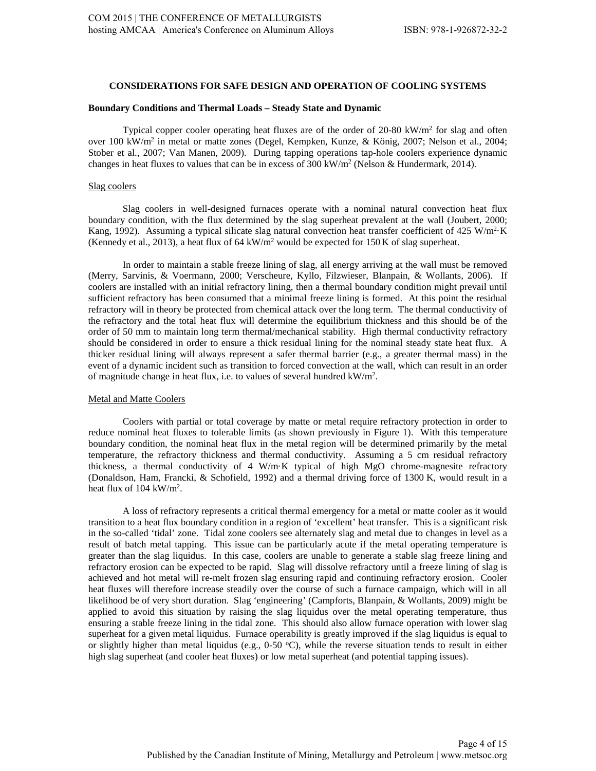## CONSIDERATIONS FOR SAFE DESIGN AND OPERATION OF COOLING SYSTEMS

### Boundary Conditions and Thermal Loads – Steady State and Dynamic

Typical copper cooler operating heat fluxes are of the order of 20-80 $kW/m^2$ for slag and often over 100 $kW/m^2$ in metal or matte zones (Degel, Kempken, Kunze, & König, 2007; Nelson et al., 2004; Stober et al., 2007; Van Manen, 2009). During tapping operations tap-hole coolers experience dynamic changes in heat fluxes to values that can be in excess of 300 $kW/m^2$ (Nelson & Hundermark, 2014).

#### Slag coolers

Slag coolers in well-designed furnaces operate with a nominal natural convection heat flux boundary condition, with the flux determined by the slag superheat prevalent at the wall (Joubert, 2000; Kang, 1992). Assuming a typical silicate slag natural convection heat transfer coefficient of 425 $W/m^2 \cdot K$ (Kennedy et al., 2013), a heat flux of 64 $kW/m^2$ would be expected for 150 K of slag superheat.

In order to maintain a stable freeze lining of slag, all energy arriving at the wall must be removed (Merry, Sarvinis, & Voermann, 2000; Verscheure, Kyllo, Filzwieser, Blanpain, & Wollants, 2006). If coolers are installed with an initial refractory lining, then a thermal boundary condition might prevail until sufficient refractory has been consumed that a minimal freeze lining is formed. At this point the residual refractory will in theory be protected from chemical attack over the long term. The thermal conductivity of the refractory and the total heat flux will determine the equilibrium thickness and this should be of the order of 50 mm to maintain long term thermal/mechanical stability. High thermal conductivity refractory should be considered in order to ensure a thick residual lining for the nominal steady state heat flux. A thicker residual lining will always represent a safer thermal barrier (e.g., a greater thermal mass) in the event of a dynamic incident such as transition to forced convection at the wall, which can result in an order of magnitude change in heat flux, i.e. to values of several hundred $kW/m^2$.

#### Metal and Matte Coolers

Coolers with partial or total coverage by matte or metal require refractory protection in order to reduce nominal heat fluxes to tolerable limits (as shown previously in Figure 1). With this temperature boundary condition, the nominal heat flux in the metal region will be determined primarily by the metal temperature, the refractory thickness and thermal conductivity. Assuming a 5 cm residual refractory thickness, a thermal conductivity of 4 $W/m \cdot K$ typical of high MgO chrome-magnesite refractory (Donaldson, Ham, Francki, & Schofield, 1992) and a thermal driving force of 1300 K, would result in a heat flux of 104 $kW/m^2$.

A loss of refractory represents a critical thermal emergency for a metal or matte cooler as it would transition to a heat flux boundary condition in a region of 'excellent' heat transfer. This is a significant risk in the so-called 'tidal' zone. Tidal zone coolers see alternately slag and metal due to changes in level as a result of batch metal tapping. This issue can be particularly acute if the metal operating temperature is greater than the slag liquidus. In this case, coolers are unable to generate a stable slag freeze lining and refractory erosion can be expected to be rapid. Slag will dissolve refractory until a freeze lining of slag is achieved and hot metal will re-melt frozen slag ensuring rapid and continuing refractory erosion. Cooler heat fluxes will therefore increase steadily over the course of such a furnace campaign, which will in all likelihood be of very short duration. Slag 'engineering' (Campforts, Blanpain, & Wollants, 2009) might be applied to avoid this situation by raising the slag liquidus over the metal operating temperature, thus ensuring a stable freeze lining in the tidal zone. This should also allow furnace operation with lower slag superheat for a given metal liquidus. Furnace operability is greatly improved if the slag liquidus is equal to or slightly higher than metal liquidus (e.g., 0-50 $^{o}C$), while the reverse situation tends to result in either high slag superheat (and cooler heat fluxes) or low metal superheat (and potential tapping issues).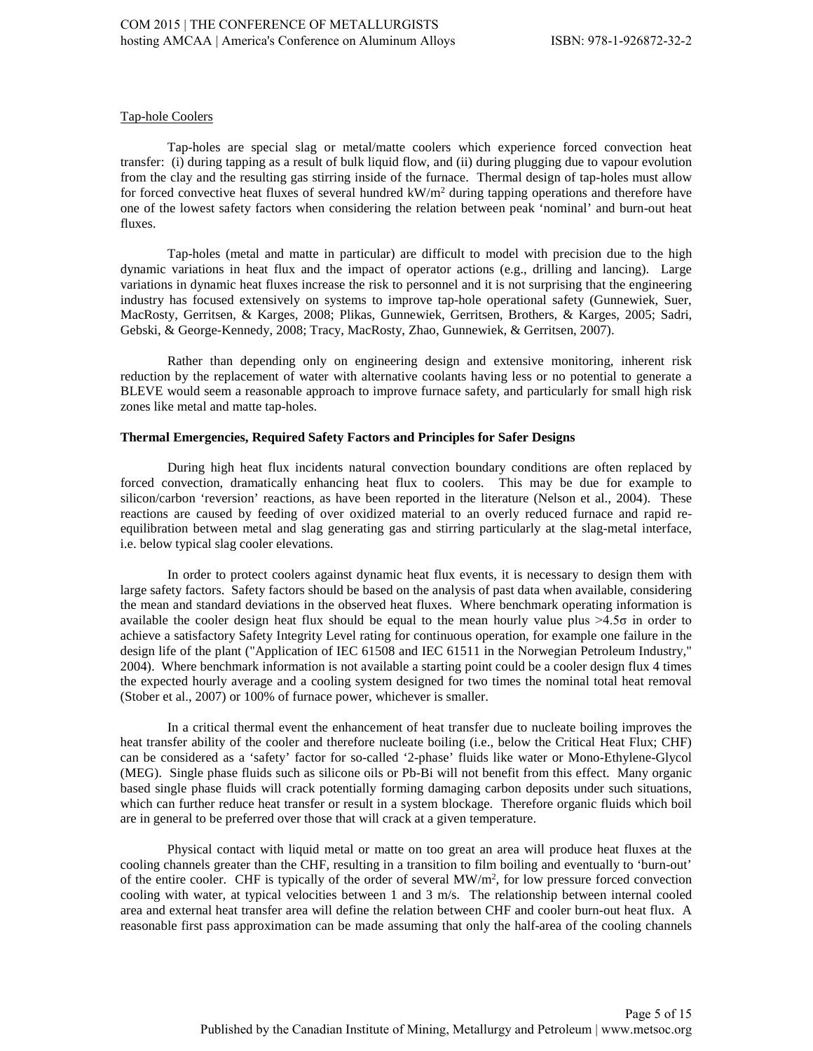Tap-hole Coolers

Tap-holes are special slag or metal/matte coolers which experience forced convection heat transfer: (i) during tapping as a result of bulk liquid flow, and (ii) during plugging due to vapour evolution from the clay and the resulting gas stirring inside of the furnace. Thermal design of tap-holes must allow for forced convective heat fluxes of several hundred kW/m$^2$ during tapping operations and therefore have one of the lowest safety factors when considering the relation between peak 'nominal' and burn-out heat fluxes.

Tap-holes (metal and matte in particular) are difficult to model with precision due to the high dynamic variations in heat flux and the impact of operator actions (e.g., drilling and lancing). Large variations in dynamic heat fluxes increase the risk to personnel and it is not surprising that the engineering industry has focused extensively on systems to improve tap-hole operational safety (Gunnewiek, Suer, MacRosty, Gerritsen, & Karges, 2008; Plikas, Gunnewiek, Gerritsen, Brothers, & Karges, 2005; Sadri, Gebski, & George-Kennedy, 2008; Tracy, MacRosty, Zhao, Gunnewiek, & Gerritsen, 2007).

Rather than depending only on engineering design and extensive monitoring, inherent risk reduction by the replacement of water with alternative coolants having less or no potential to generate a BLEVE would seem a reasonable approach to improve furnace safety, and particularly for small high risk zones like metal and matte tap-holes.

**Thermal Emergencies, Required Safety Factors and Principles for Safer Designs**

During high heat flux incidents natural convection boundary conditions are often replaced by forced convection, dramatically enhancing heat flux to coolers. This may be due for example to silicon/carbon 'reversion' reactions, as have been reported in the literature (Nelson et al., 2004). These reactions are caused by feeding of over oxidized material to an overly reduced furnace and rapid re-equilibration between metal and slag generating gas and stirring particularly at the slag-metal interface, i.e. below typical slag cooler elevations.

In order to protect coolers against dynamic heat flux events, it is necessary to design them with large safety factors. Safety factors should be based on the analysis of past data when available, considering the mean and standard deviations in the observed heat fluxes. Where benchmark operating information is available the cooler design heat flux should be equal to the mean hourly value plus $>4.5\sigma$ in order to achieve a satisfactory Safety Integrity Level rating for continuous operation, for example one failure in the design life of the plant ("Application of IEC 61508 and IEC 61511 in the Norwegian Petroleum Industry," 2004). Where benchmark information is not available a starting point could be a cooler design flux 4 times the expected hourly average and a cooling system designed for two times the nominal total heat removal (Stober et al., 2007) or 100% of furnace power, whichever is smaller.

In a critical thermal event the enhancement of heat transfer due to nucleate boiling improves the heat transfer ability of the cooler and therefore nucleate boiling (i.e., below the Critical Heat Flux; CHF) can be considered as a 'safety' factor for so-called '2-phase' fluids like water or Mono-Ethylene-Glycol (MEG). Single phase fluids such as silicone oils or Pb-Bi will not benefit from this effect. Many organic based single phase fluids will crack potentially forming damaging carbon deposits under such situations, which can further reduce heat transfer or result in a system blockage. Therefore organic fluids which boil are in general to be preferred over those that will crack at a given temperature.

Physical contact with liquid metal or matte on too great an area will produce heat fluxes at the cooling channels greater than the CHF, resulting in a transition to film boiling and eventually to 'burn-out' of the entire cooler. CHF is typically of the order of several MW/m$^2$, for low pressure forced convection cooling with water, at typical velocities between 1 and 3 m/s. The relationship between internal cooled area and external heat transfer area will define the relation between CHF and cooler burn-out heat flux. A reasonable first pass approximation can be made assuming that only the half-area of the cooling channels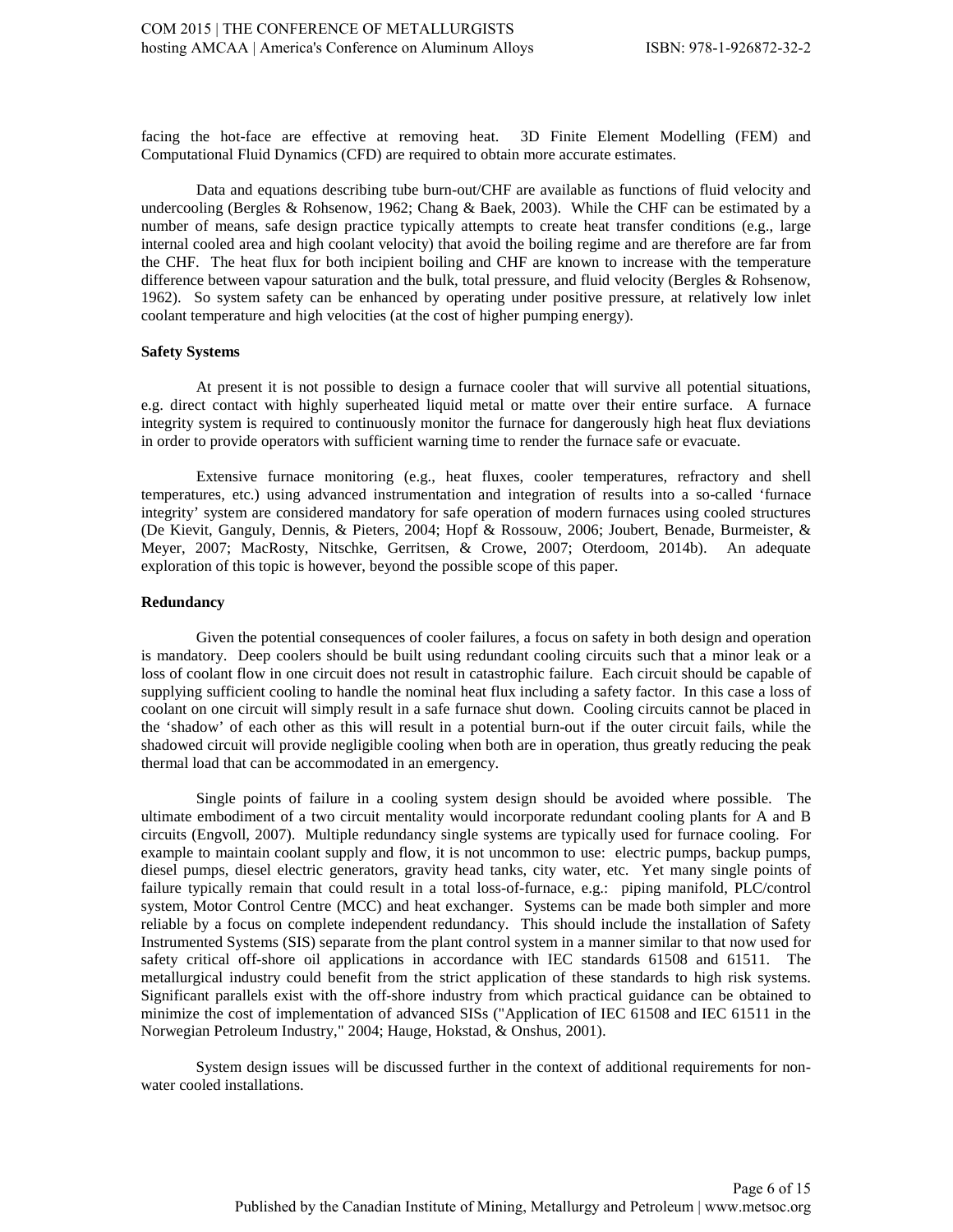facing the hot-face are effective at removing heat. 3D Finite Element Modelling (FEM) and Computational Fluid Dynamics (CFD) are required to obtain more accurate estimates.

Data and equations describing tube burn-out/CHF are available as functions of fluid velocity and undercooling (Bergles & Rohsenow, 1962; Chang & Baek, 2003). While the CHF can be estimated by a number of means, safe design practice typically attempts to create heat transfer conditions (e.g., large internal cooled area and high coolant velocity) that avoid the boiling regime and are therefore are far from the CHF. The heat flux for both incipient boiling and CHF are known to increase with the temperature difference between vapour saturation and the bulk, total pressure, and fluid velocity (Bergles & Rohsenow, 1962). So system safety can be enhanced by operating under positive pressure, at relatively low inlet coolant temperature and high velocities (at the cost of higher pumping energy).

**Safety Systems**

At present it is not possible to design a furnace cooler that will survive all potential situations, e.g. direct contact with highly superheated liquid metal or matte over their entire surface. A furnace integrity system is required to continuously monitor the furnace for dangerously high heat flux deviations in order to provide operators with sufficient warning time to render the furnace safe or evacuate.

Extensive furnace monitoring (e.g., heat fluxes, cooler temperatures, refractory and shell temperatures, etc.) using advanced instrumentation and integration of results into a so-called 'furnace integrity' system are considered mandatory for safe operation of modern furnaces using cooled structures (De Kievit, Ganguly, Dennis, & Pieters, 2004; Hopf & Rossouw, 2006; Joubert, Benade, Burmeister, & Meyer, 2007; MacRosty, Nitschke, Gerritsen, & Crowe, 2007; Oterdoom, 2014b). An adequate exploration of this topic is however, beyond the possible scope of this paper.

**Redundancy**

Given the potential consequences of cooler failures, a focus on safety in both design and operation is mandatory. Deep coolers should be built using redundant cooling circuits such that a minor leak or a loss of coolant flow in one circuit does not result in catastrophic failure. Each circuit should be capable of supplying sufficient cooling to handle the nominal heat flux including a safety factor. In this case a loss of coolant on one circuit will simply result in a safe furnace shut down. Cooling circuits cannot be placed in the 'shadow' of each other as this will result in a potential burn-out if the outer circuit fails, while the shadowed circuit will provide negligible cooling when both are in operation, thus greatly reducing the peak thermal load that can be accommodated in an emergency.

Single points of failure in a cooling system design should be avoided where possible. The ultimate embodiment of a two circuit mentality would incorporate redundant cooling plants for A and B circuits (Engvoll, 2007). Multiple redundancy single systems are typically used for furnace cooling. For example to maintain coolant supply and flow, it is not uncommon to use: electric pumps, backup pumps, diesel pumps, diesel electric generators, gravity head tanks, city water, etc. Yet many single points of failure typically remain that could result in a total loss-of-furnace, e.g.: piping manifold, PLC/control system, Motor Control Centre (MCC) and heat exchanger. Systems can be made both simpler and more reliable by a focus on complete independent redundancy. This should include the installation of Safety Instrumented Systems (SIS) separate from the plant control system in a manner similar to that now used for safety critical off-shore oil applications in accordance with IEC standards 61508 and 61511. The metallurgical industry could benefit from the strict application of these standards to high risk systems. Significant parallels exist with the off-shore industry from which practical guidance can be obtained to minimize the cost of implementation of advanced SISs ("Application of IEC 61508 and IEC 61511 in the Norwegian Petroleum Industry," 2004; Hauge, Hokstad, & Onshus, 2001).

System design issues will be discussed further in the context of additional requirements for non-water cooled installations.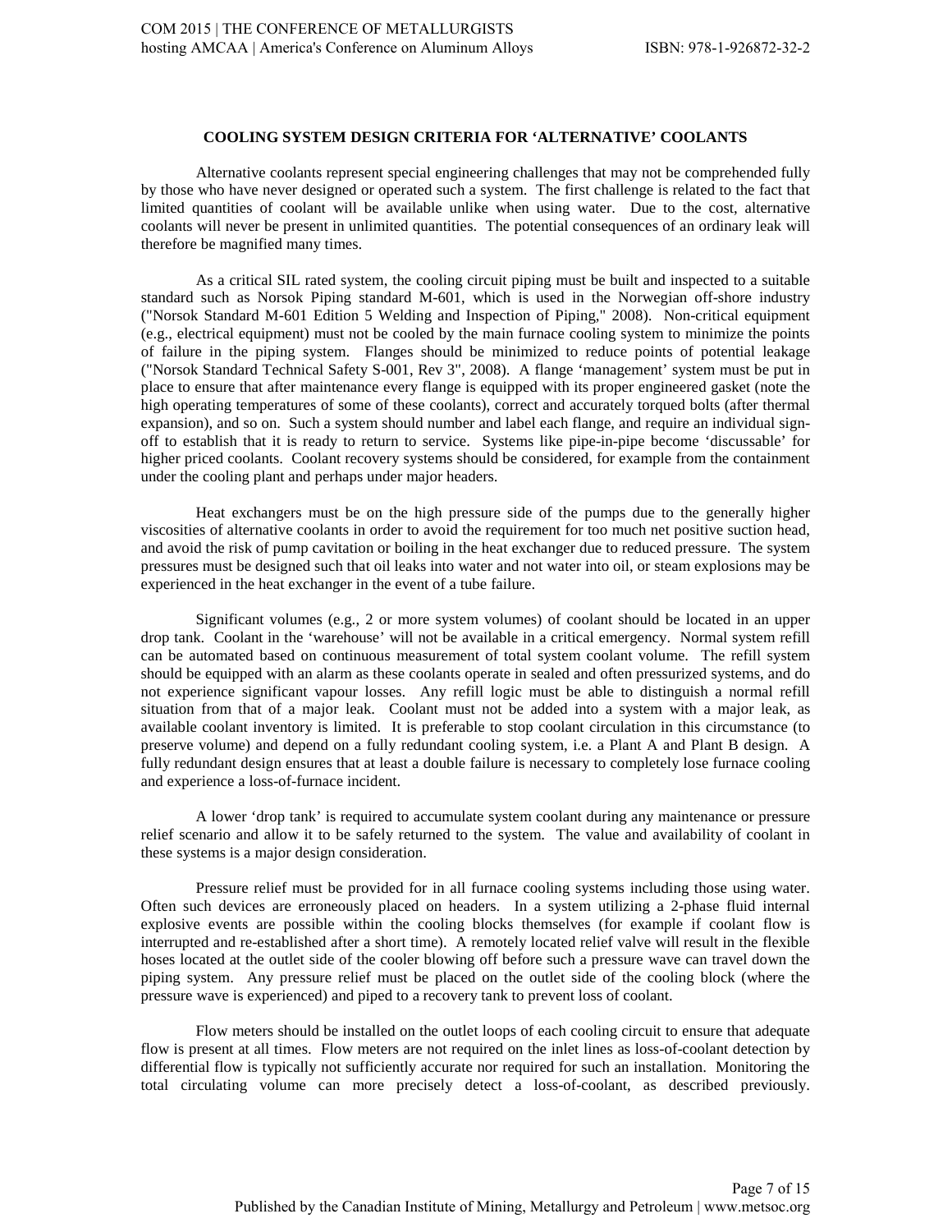**COOLING SYSTEM DESIGN CRITERIA FOR 'ALTERNATIVE' COOLANTS**

Alternative coolants represent special engineering challenges that may not be comprehended fully by those who have never designed or operated such a system. The first challenge is related to the fact that limited quantities of coolant will be available unlike when using water. Due to the cost, alternative coolants will never be present in unlimited quantities. The potential consequences of an ordinary leak will therefore be magnified many times.

As a critical SIL rated system, the cooling circuit piping must be built and inspected to a suitable standard such as Norsok Piping standard M-601, which is used in the Norwegian off-shore industry ("Norsok Standard M-601 Edition 5 Welding and Inspection of Piping," 2008). Non-critical equipment (e.g., electrical equipment) must not be cooled by the main furnace cooling system to minimize the points of failure in the piping system. Flanges should be minimized to reduce points of potential leakage ("Norsok Standard Technical Safety S-001, Rev 3", 2008). A flange 'management' system must be put in place to ensure that after maintenance every flange is equipped with its proper engineered gasket (note the high operating temperatures of some of these coolants), correct and accurately torqued bolts (after thermal expansion), and so on. Such a system should number and label each flange, and require an individual sign-off to establish that it is ready to return to service. Systems like pipe-in-pipe become 'discussable' for higher priced coolants. Coolant recovery systems should be considered, for example from the containment under the cooling plant and perhaps under major headers.

Heat exchangers must be on the high pressure side of the pumps due to the generally higher viscosities of alternative coolants in order to avoid the requirement for too much net positive suction head, and avoid the risk of pump cavitation or boiling in the heat exchanger due to reduced pressure. The system pressures must be designed such that oil leaks into water and not water into oil, or steam explosions may be experienced in the heat exchanger in the event of a tube failure.

Significant volumes (e.g., 2 or more system volumes) of coolant should be located in an upper drop tank. Coolant in the 'warehouse' will not be available in a critical emergency. Normal system refill can be automated based on continuous measurement of total system coolant volume. The refill system should be equipped with an alarm as these coolants operate in sealed and often pressurized systems, and do not experience significant vapour losses. Any refill logic must be able to distinguish a normal refill situation from that of a major leak. Coolant must not be added into a system with a major leak, as available coolant inventory is limited. It is preferable to stop coolant circulation in this circumstance (to preserve volume) and depend on a fully redundant cooling system, i.e. a Plant A and Plant B design. A fully redundant design ensures that at least a double failure is necessary to completely lose furnace cooling and experience a loss-of-furnace incident.

A lower 'drop tank' is required to accumulate system coolant during any maintenance or pressure relief scenario and allow it to be safely returned to the system. The value and availability of coolant in these systems is a major design consideration.

Pressure relief must be provided for in all furnace cooling systems including those using water. Often such devices are erroneously placed on headers. In a system utilizing a 2-phase fluid internal explosive events are possible within the cooling blocks themselves (for example if coolant flow is interrupted and re-established after a short time). A remotely located relief valve will result in the flexible hoses located at the outlet side of the cooler blowing off before such a pressure wave can travel down the piping system. Any pressure relief must be placed on the outlet side of the cooling block (where the pressure wave is experienced) and piped to a recovery tank to prevent loss of coolant.

Flow meters should be installed on the outlet loops of each cooling circuit to ensure that adequate flow is present at all times. Flow meters are not required on the inlet lines as loss-of-coolant detection by differential flow is typically not sufficiently accurate nor required for such an installation. Monitoring the total circulating volume can more precisely detect a loss-of-coolant, as described previously.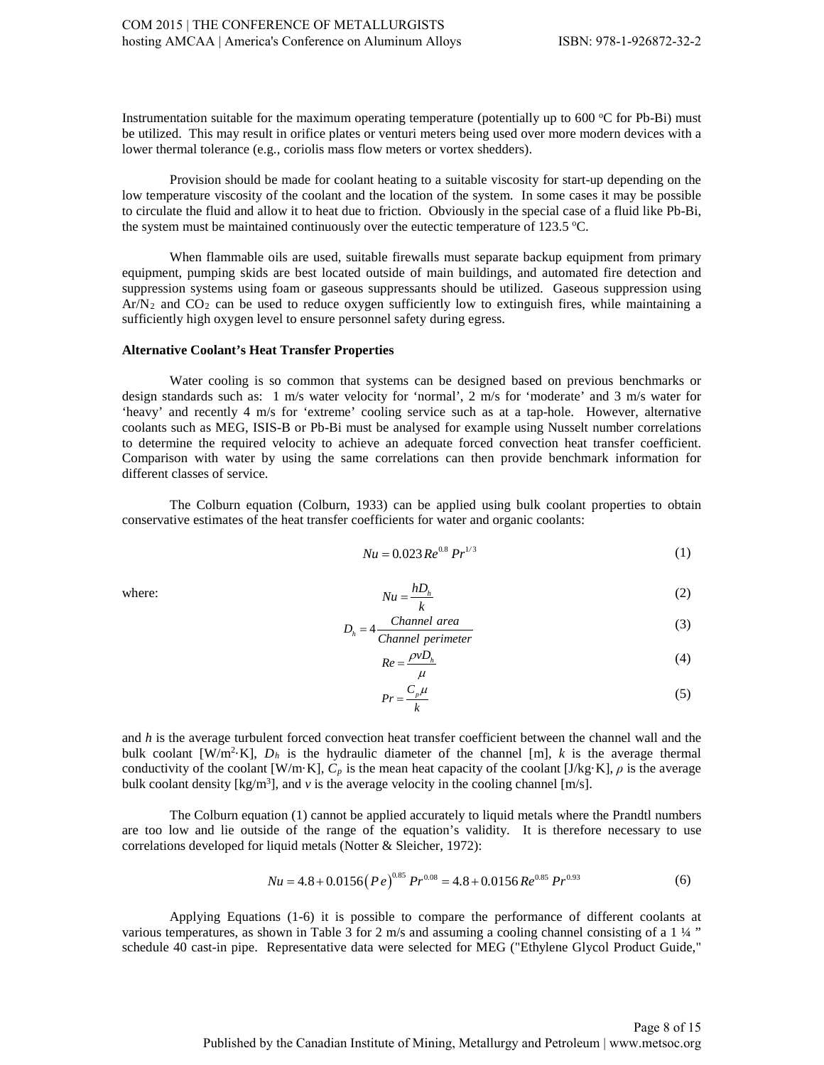Instrumentation suitable for the maximum operating temperature (potentially up to 600 °C for Pb-Bi) must be utilized. This may result in orifice plates or venturi meters being used over more modern devices with a lower thermal tolerance (e.g., coriolis mass flow meters or vortex shedders).

Provision should be made for coolant heating to a suitable viscosity for start-up depending on the low temperature viscosity of the coolant and the location of the system. In some cases it may be possible to circulate the fluid and allow it to heat due to friction. Obviously in the special case of a fluid like Pb-Bi, the system must be maintained continuously over the eutectic temperature of 123.5 °C.

When flammable oils are used, suitable firewalls must separate backup equipment from primary equipment, pumping skids are best located outside of main buildings, and automated fire detection and suppression systems using foam or gaseous suppressants should be utilized. Gaseous suppression using $Ar/N_2$ and $CO_2$ can be used to reduce oxygen sufficiently low to extinguish fires, while maintaining a sufficiently high oxygen level to ensure personnel safety during egress.

**Alternative Coolant's Heat Transfer Properties**

Water cooling is so common that systems can be designed based on previous benchmarks or design standards such as: 1 m/s water velocity for 'normal', 2 m/s for 'moderate' and 3 m/s water for 'heavy' and recently 4 m/s for 'extreme' cooling service such as at a tap-hole. However, alternative coolants such as MEG, ISIS-B or Pb-Bi must be analysed for example using Nusselt number correlations to determine the required velocity to achieve an adequate forced convection heat transfer coefficient. Comparison with water by using the same correlations can then provide benchmark information for different classes of service.

The Colburn equation (Colburn, 1933) can be applied using bulk coolant properties to obtain conservative estimates of the heat transfer coefficients for water and organic coolants:

$$Nu = 0.023\,Re^{0.8}\,Pr^{1/3} \tag{1}$$

where:

$$Nu = \frac{hD_h}{k} \tag{2}$$

$$D_h = 4\frac{Channel\ area}{Channel\ perimeter} \tag{3}$$

$$Re = \frac{\rho v D_h}{\mu} \tag{4}$$

$$Pr = \frac{C_p \mu}{k} \tag{5}$$

and $h$ is the average turbulent forced convection heat transfer coefficient between the channel wall and the bulk coolant [$W/m^2{\cdot}K$], $D_h$ is the hydraulic diameter of the channel [m], $k$ is the average thermal conductivity of the coolant [$W/m{\cdot}K$], $C_p$ is the mean heat capacity of the coolant [$J/kg{\cdot}K$], $\rho$ is the average bulk coolant density [$kg/m^3$], and $v$ is the average velocity in the cooling channel [m/s].

The Colburn equation (1) cannot be applied accurately to liquid metals where the Prandtl numbers are too low and lie outside of the range of the equation's validity. It is therefore necessary to use correlations developed for liquid metals (Notter & Sleicher, 1972):

$$Nu = 4.8 + 0.0156\left(Pe\right)^{0.85} Pr^{0.08} = 4.8 + 0.0156\,Re^{0.85}\,Pr^{0.93} \tag{6}$$

Applying Equations (1-6) it is possible to compare the performance of different coolants at various temperatures, as shown in Table 3 for 2 m/s and assuming a cooling channel consisting of a 1 ¼ " schedule 40 cast-in pipe. Representative data were selected for MEG ("Ethylene Glycol Product Guide,"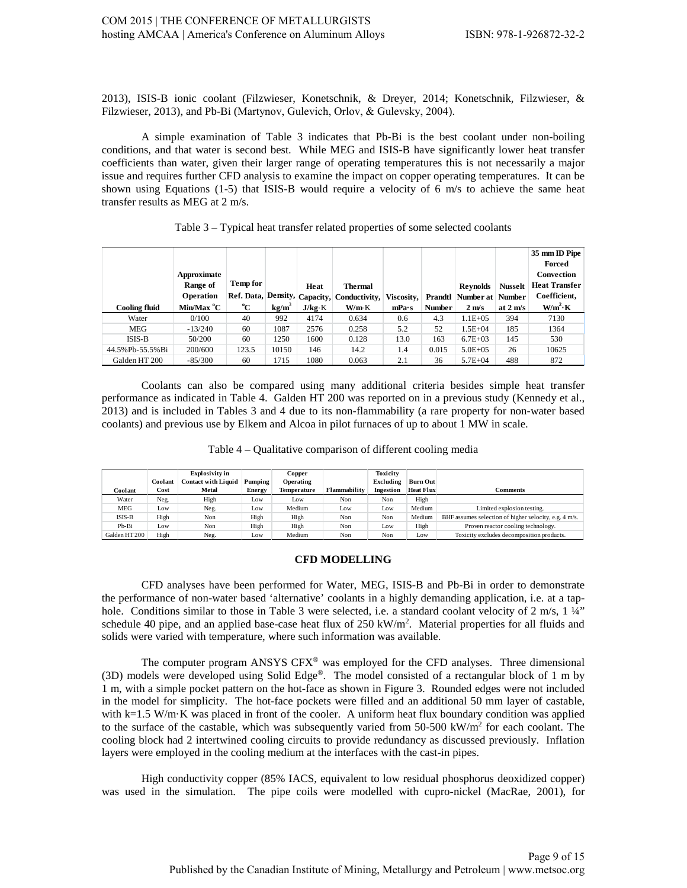2013), ISIS-B ionic coolant (Filzwieser, Konetschnik, & Dreyer, 2014; Konetschnik, Filzwieser, & Filzwieser, 2013), and Pb-Bi (Martynov, Gulevich, Orlov, & Gulevsky, 2004).

A simple examination of Table 3 indicates that Pb-Bi is the best coolant under non-boiling conditions, and that water is second best. While MEG and ISIS-B have significantly lower heat transfer coefficients than water, given their larger range of operating temperatures this is not necessarily a major issue and requires further CFD analysis to examine the impact on copper operating temperatures. It can be shown using Equations (1-5) that ISIS-B would require a velocity of 6 m/s to achieve the same heat transfer results as MEG at 2 m/s.

Table 3 – Typical heat transfer related properties of some selected coolants

| Cooling fluid | Approximate Range of Operation Min/Max °C | Temp for Ref. Data, °C | Density, kg/m$^3$ | Heat Capacity, J/kg·K | Thermal Conductivity, W/m·K | Viscosity, mPa·s | Prandtl Number | Reynolds Number at 2 m/s | Nusselt Number at 2 m/s | 35 mm ID Pipe Forced Convection Heat Transfer Coefficient, W/m$^2$·K |
|---|---|---|---|---|---|---|---|---|---|---|
| Water | 0/100 | 40 | 992 | 4174 | 0.634 | 0.6 | 4.3 | 1.1E+05 | 394 | 7130 |
| MEG | -13/240 | 60 | 1087 | 2576 | 0.258 | 5.2 | 52 | 1.5E+04 | 185 | 1364 |
| ISIS-B | 50/200 | 60 | 1250 | 1600 | 0.128 | 13.0 | 163 | 6.7E+03 | 145 | 530 |
| 44.5%Pb-55.5%Bi | 200/600 | 123.5 | 10150 | 146 | 14.2 | 1.4 | 0.015 | 5.0E+05 | 26 | 10625 |
| Galden HT 200 | -85/300 | 60 | 1715 | 1080 | 0.063 | 2.1 | 36 | 5.7E+04 | 488 | 872 |

Coolants can also be compared using many additional criteria besides simple heat transfer performance as indicated in Table 4. Galden HT 200 was reported on in a previous study (Kennedy et al., 2013) and is included in Tables 3 and 4 due to its non-flammability (a rare property for non-water based coolants) and previous use by Elkem and Alcoa in pilot furnaces of up to about 1 MW in scale.

Table 4 – Qualitative comparison of different cooling media

| Coolant | Coolant Cost | Explosivity in Contact with Liquid Metal | Pumping Energy | Copper Operating Temperature | Flammability | Toxicity Excluding Ingestion | Burn Out Heat Flux | Comments |
|---|---|---|---|---|---|---|---|---|
| Water | Neg. | High | Low | Low | Non | Non | High | |
| MEG | Low | Neg. | Low | Medium | Low | Low | Medium | Limited explosion testing. |
| ISIS-B | High | Non | High | High | Non | Non | Medium | BHF assumes selection of higher velocity, e.g. 4 m/s. |
| Pb-Bi | Low | Non | High | High | Non | Low | High | Proven reactor cooling technology. |
| Galden HT 200 | High | Neg. | Low | Medium | Non | Non | Low | Toxicity excludes decomposition products. |

## CFD MODELLING

CFD analyses have been performed for Water, MEG, ISIS-B and Pb-Bi in order to demonstrate the performance of non-water based 'alternative' coolants in a highly demanding application, i.e. at a tap-hole. Conditions similar to those in Table 3 were selected, i.e. a standard coolant velocity of 2 m/s, 1 ¼" schedule 40 pipe, and an applied base-case heat flux of 250 kW/m$^2$. Material properties for all fluids and solids were varied with temperature, where such information was available.

The computer program ANSYS CFX® was employed for the CFD analyses. Three dimensional (3D) models were developed using Solid Edge®. The model consisted of a rectangular block of 1 m by 1 m, with a simple pocket pattern on the hot-face as shown in Figure 3. Rounded edges were not included in the model for simplicity. The hot-face pockets were filled and an additional 50 mm layer of castable, with k=1.5 W/m·K was placed in front of the cooler. A uniform heat flux boundary condition was applied to the surface of the castable, which was subsequently varied from 50-500 kW/m$^2$ for each coolant. The cooling block had 2 intertwined cooling circuits to provide redundancy as discussed previously. Inflation layers were employed in the cooling medium at the interfaces with the cast-in pipes.

High conductivity copper (85% IACS, equivalent to low residual phosphorus deoxidized copper) was used in the simulation. The pipe coils were modelled with cupro-nickel (MacRae, 2001), for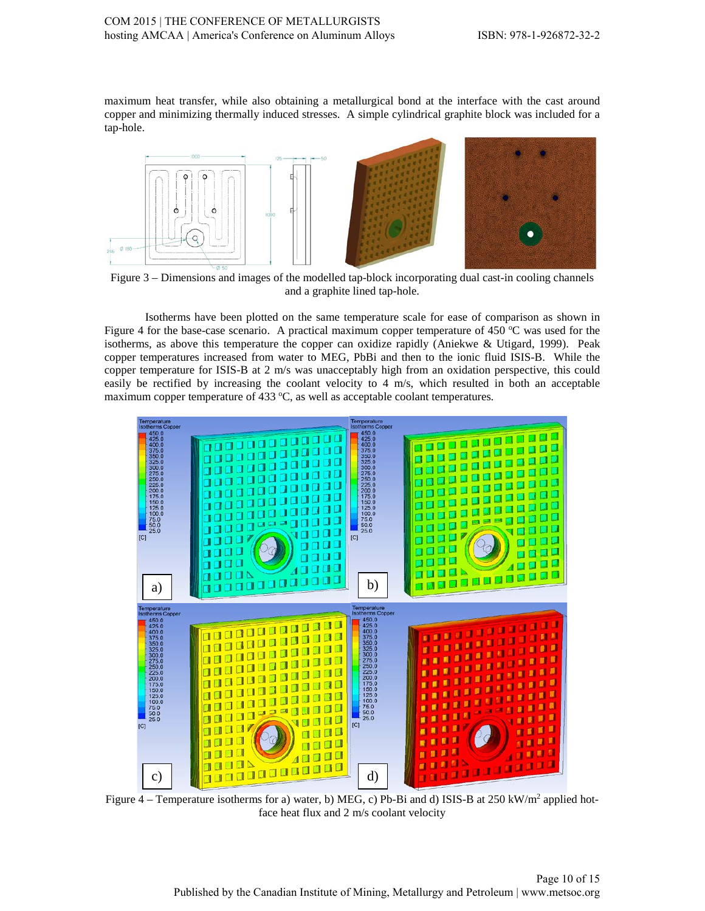maximum heat transfer, while also obtaining a metallurgical bond at the interface with the cast around copper and minimizing thermally induced stresses. A simple cylindrical graphite block was included for a tap-hole.

Figure 3 – Dimensions and images of the modelled tap-block incorporating dual cast-in cooling channels and a graphite lined tap-hole.

Isotherms have been plotted on the same temperature scale for ease of comparison as shown in Figure 4 for the base-case scenario. A practical maximum copper temperature of 450 °C was used for the isotherms, as above this temperature the copper can oxidize rapidly (Aniekwe & Utigard, 1999). Peak copper temperatures increased from water to MEG, PbBi and then to the ionic fluid ISIS-B. While the copper temperature for ISIS-B at 2 m/s was unacceptably high from an oxidation perspective, this could easily be rectified by increasing the coolant velocity to 4 m/s, which resulted in both an acceptable maximum copper temperature of 433 °C, as well as acceptable coolant temperatures.

Figure 4 – Temperature isotherms for a) water, b) MEG, c) Pb-Bi and d) ISIS-B at 250 kW/m$^2$ applied hot-face heat flux and 2 m/s coolant velocity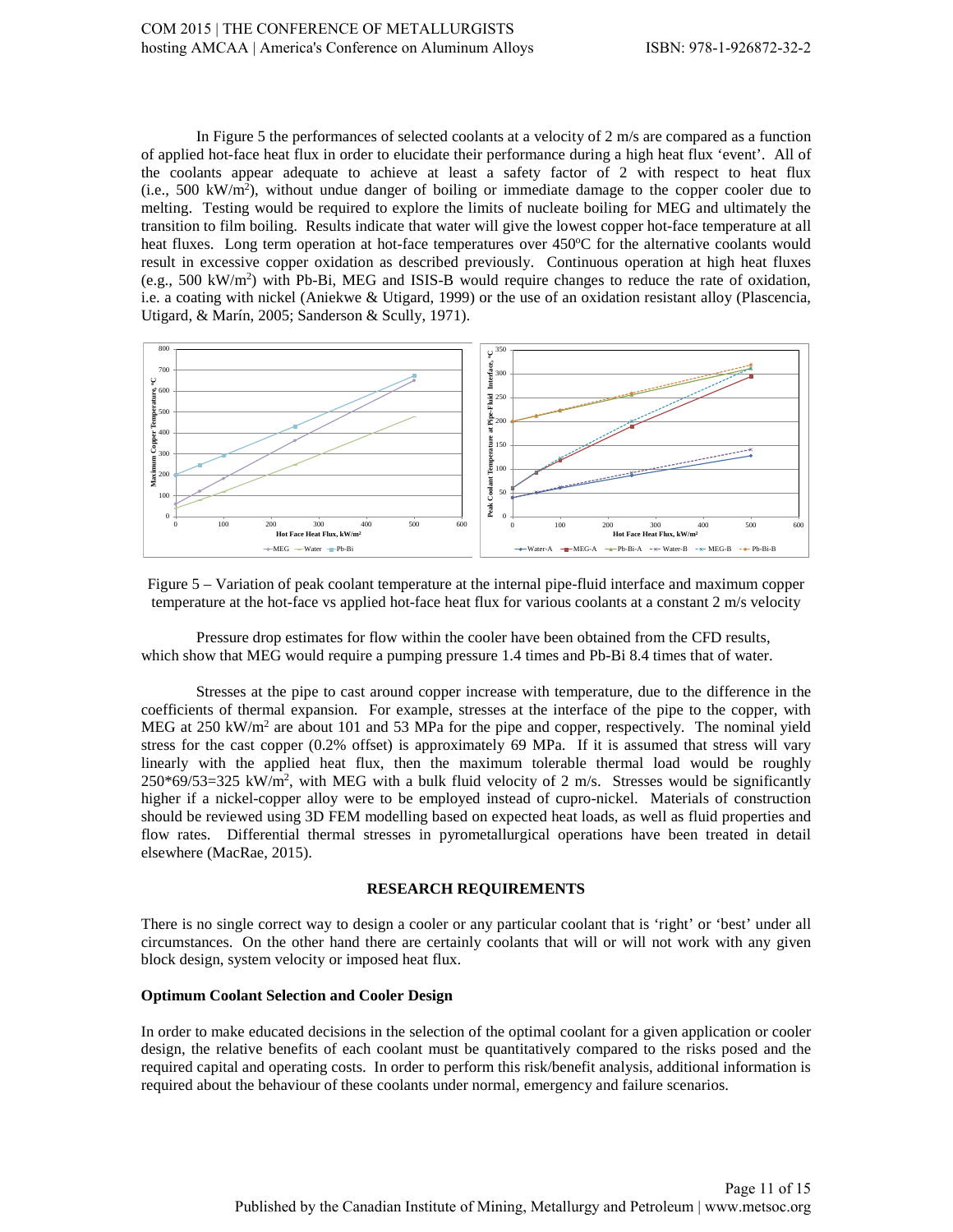In Figure 5 the performances of selected coolants at a velocity of 2 m/s are compared as a function of applied hot-face heat flux in order to elucidate their performance during a high heat flux 'event'. All of the coolants appear adequate to achieve at least a safety factor of 2 with respect to heat flux (i.e., 500 $kW/m^2$), without undue danger of boiling or immediate damage to the copper cooler due to melting. Testing would be required to explore the limits of nucleate boiling for MEG and ultimately the transition to film boiling. Results indicate that water will give the lowest copper hot-face temperature at all heat fluxes. Long term operation at hot-face temperatures over 450°C for the alternative coolants would result in excessive copper oxidation as described previously. Continuous operation at high heat fluxes (e.g., 500 $kW/m^2$) with Pb-Bi, MEG and ISIS-B would require changes to reduce the rate of oxidation, i.e. a coating with nickel (Aniekwe & Utigard, 1999) or the use of an oxidation resistant alloy (Plascencia, Utigard, & Marín, 2005; Sanderson & Scully, 1971).

Figure 5 – Variation of peak coolant temperature at the internal pipe-fluid interface and maximum copper temperature at the hot-face vs applied hot-face heat flux for various coolants at a constant 2 m/s velocity

Pressure drop estimates for flow within the cooler have been obtained from the CFD results, which show that MEG would require a pumping pressure 1.4 times and Pb-Bi 8.4 times that of water.

Stresses at the pipe to cast around copper increase with temperature, due to the difference in the coefficients of thermal expansion. For example, stresses at the interface of the pipe to the copper, with MEG at 250 $kW/m^2$ are about 101 and 53 MPa for the pipe and copper, respectively. The nominal yield stress for the cast copper (0.2% offset) is approximately 69 MPa. If it is assumed that stress will vary linearly with the applied heat flux, then the maximum tolerable thermal load would be roughly $250*69/53=325$ $kW/m^2$, with MEG with a bulk fluid velocity of 2 m/s. Stresses would be significantly higher if a nickel-copper alloy were to be employed instead of cupro-nickel. Materials of construction should be reviewed using 3D FEM modelling based on expected heat loads, as well as fluid properties and flow rates. Differential thermal stresses in pyrometallurgical operations have been treated in detail elsewhere (MacRae, 2015).

## RESEARCH REQUIREMENTS

There is no single correct way to design a cooler or any particular coolant that is 'right' or 'best' under all circumstances. On the other hand there are certainly coolants that will or will not work with any given block design, system velocity or imposed heat flux.

### Optimum Coolant Selection and Cooler Design

In order to make educated decisions in the selection of the optimal coolant for a given application or cooler design, the relative benefits of each coolant must be quantitatively compared to the risks posed and the required capital and operating costs. In order to perform this risk/benefit analysis, additional information is required about the behaviour of these coolants under normal, emergency and failure scenarios.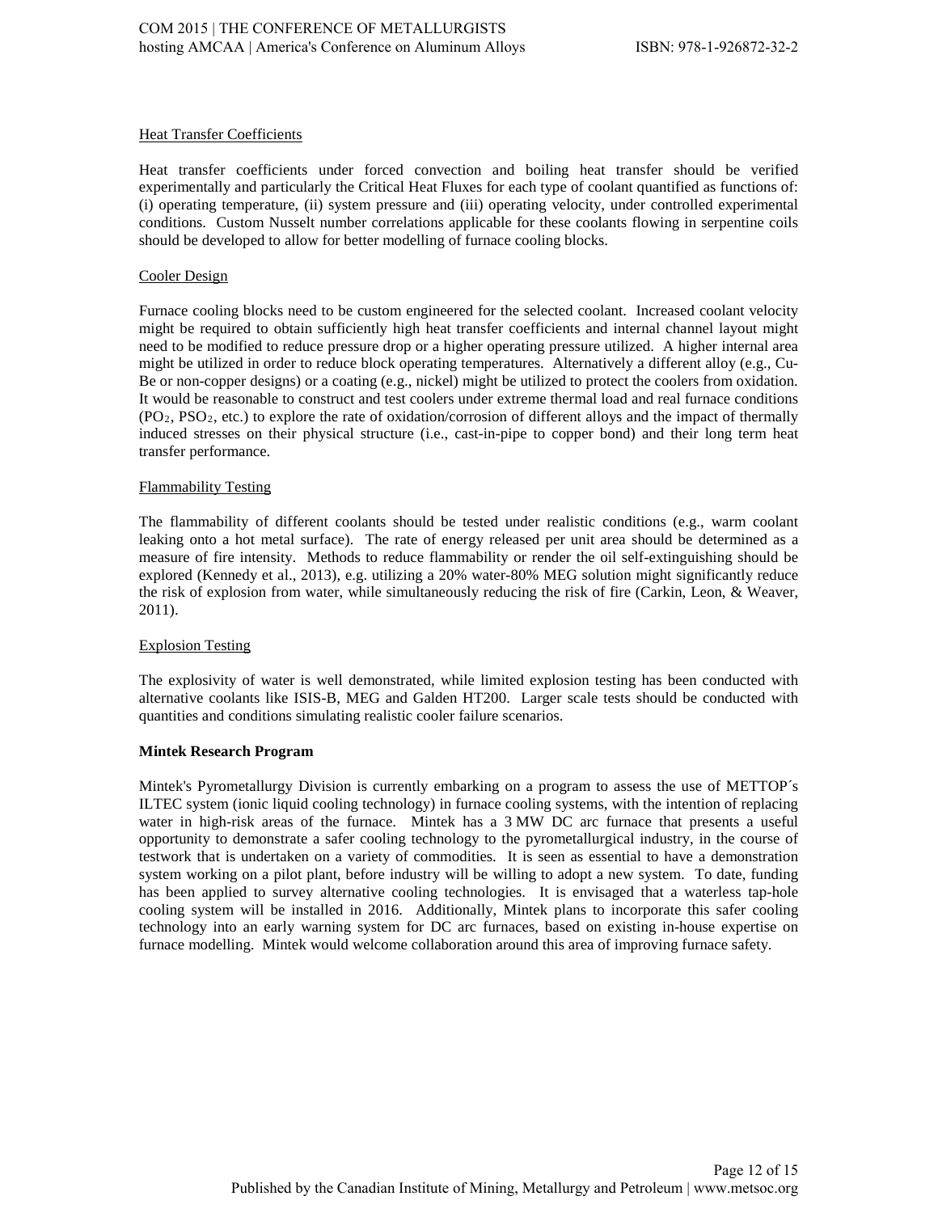Heat Transfer Coefficients

Heat transfer coefficients under forced convection and boiling heat transfer should be verified experimentally and particularly the Critical Heat Fluxes for each type of coolant quantified as functions of: (i) operating temperature, (ii) system pressure and (iii) operating velocity, under controlled experimental conditions. Custom Nusselt number correlations applicable for these coolants flowing in serpentine coils should be developed to allow for better modelling of furnace cooling blocks.

Cooler Design

Furnace cooling blocks need to be custom engineered for the selected coolant. Increased coolant velocity might be required to obtain sufficiently high heat transfer coefficients and internal channel layout might need to be modified to reduce pressure drop or a higher operating pressure utilized. A higher internal area might be utilized in order to reduce block operating temperatures. Alternatively a different alloy (e.g., Cu-Be or non-copper designs) or a coating (e.g., nickel) might be utilized to protect the coolers from oxidation. It would be reasonable to construct and test coolers under extreme thermal load and real furnace conditions ($PO_2$, $PSO_2$, etc.) to explore the rate of oxidation/corrosion of different alloys and the impact of thermally induced stresses on their physical structure (i.e., cast-in-pipe to copper bond) and their long term heat transfer performance.

Flammability Testing

The flammability of different coolants should be tested under realistic conditions (e.g., warm coolant leaking onto a hot metal surface). The rate of energy released per unit area should be determined as a measure of fire intensity. Methods to reduce flammability or render the oil self-extinguishing should be explored (Kennedy et al., 2013), e.g. utilizing a 20% water-80% MEG solution might significantly reduce the risk of explosion from water, while simultaneously reducing the risk of fire (Carkin, Leon, & Weaver, 2011).

Explosion Testing

The explosivity of water is well demonstrated, while limited explosion testing has been conducted with alternative coolants like ISIS-B, MEG and Galden HT200. Larger scale tests should be conducted with quantities and conditions simulating realistic cooler failure scenarios.

**Mintek Research Program**

Mintek's Pyrometallurgy Division is currently embarking on a program to assess the use of METTOP´s ILTEC system (ionic liquid cooling technology) in furnace cooling systems, with the intention of replacing water in high-risk areas of the furnace. Mintek has a 3 MW DC arc furnace that presents a useful opportunity to demonstrate a safer cooling technology to the pyrometallurgical industry, in the course of testwork that is undertaken on a variety of commodities. It is seen as essential to have a demonstration system working on a pilot plant, before industry will be willing to adopt a new system. To date, funding has been applied to survey alternative cooling technologies. It is envisaged that a waterless tap-hole cooling system will be installed in 2016. Additionally, Mintek plans to incorporate this safer cooling technology into an early warning system for DC arc furnaces, based on existing in-house expertise on furnace modelling. Mintek would welcome collaboration around this area of improving furnace safety.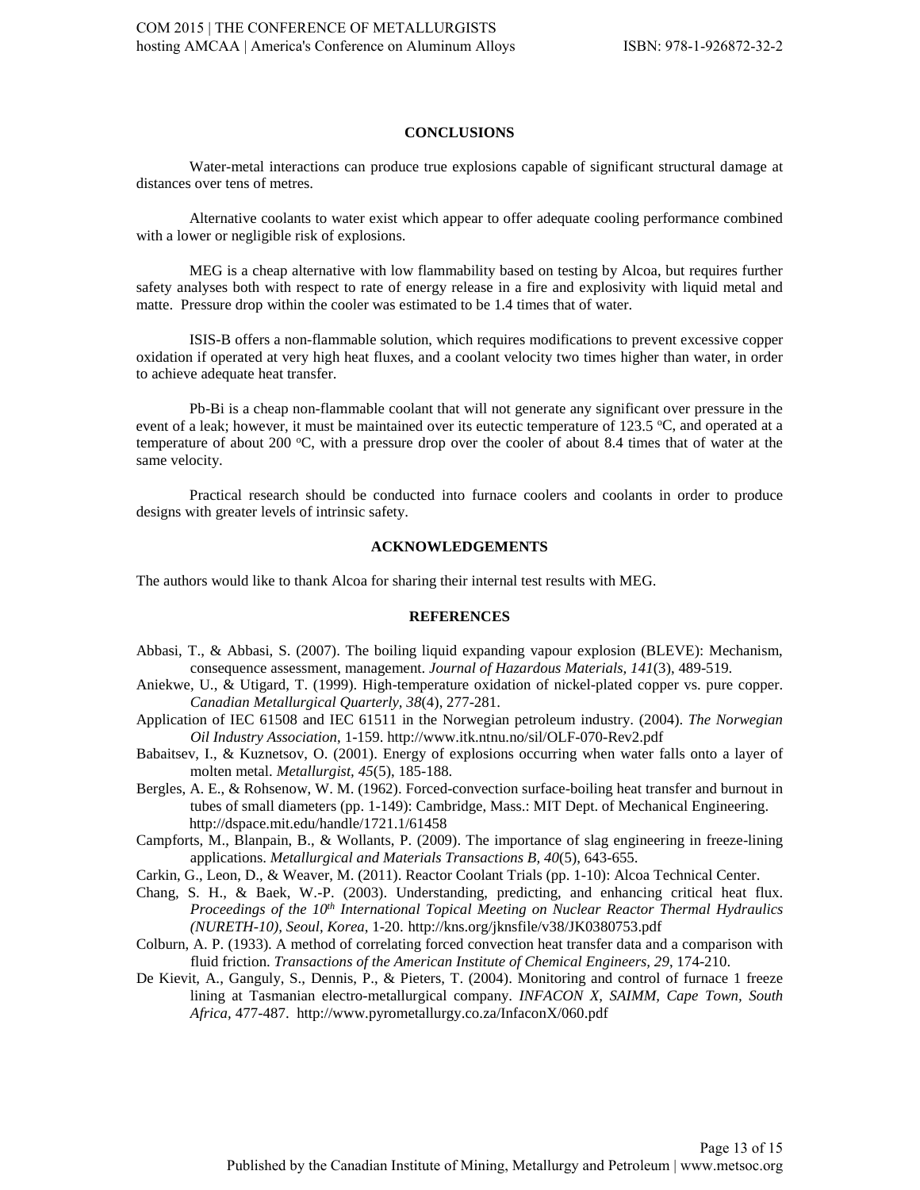## CONCLUSIONS

Water-metal interactions can produce true explosions capable of significant structural damage at distances over tens of metres.

Alternative coolants to water exist which appear to offer adequate cooling performance combined with a lower or negligible risk of explosions.

MEG is a cheap alternative with low flammability based on testing by Alcoa, but requires further safety analyses both with respect to rate of energy release in a fire and explosivity with liquid metal and matte. Pressure drop within the cooler was estimated to be 1.4 times that of water.

ISIS-B offers a non-flammable solution, which requires modifications to prevent excessive copper oxidation if operated at very high heat fluxes, and a coolant velocity two times higher than water, in order to achieve adequate heat transfer.

Pb-Bi is a cheap non-flammable coolant that will not generate any significant over pressure in the event of a leak; however, it must be maintained over its eutectic temperature of 123.5 $^{o}$C, and operated at a temperature of about 200 $^{o}$C, with a pressure drop over the cooler of about 8.4 times that of water at the same velocity.

Practical research should be conducted into furnace coolers and coolants in order to produce designs with greater levels of intrinsic safety.

## ACKNOWLEDGEMENTS

The authors would like to thank Alcoa for sharing their internal test results with MEG.

## REFERENCES

Abbasi, T., & Abbasi, S. (2007). The boiling liquid expanding vapour explosion (BLEVE): Mechanism, consequence assessment, management. *Journal of Hazardous Materials, 141*(3), 489-519.

Aniekwe, U., & Utigard, T. (1999). High-temperature oxidation of nickel-plated copper vs. pure copper. *Canadian Metallurgical Quarterly, 38*(4), 277-281.

Application of IEC 61508 and IEC 61511 in the Norwegian petroleum industry. (2004). *The Norwegian Oil Industry Association*, 1-159. http://www.itk.ntnu.no/sil/OLF-070-Rev2.pdf

Babaitsev, I., & Kuznetsov, O. (2001). Energy of explosions occurring when water falls onto a layer of molten metal. *Metallurgist, 45*(5), 185-188.

Bergles, A. E., & Rohsenow, W. M. (1962). Forced-convection surface-boiling heat transfer and burnout in tubes of small diameters (pp. 1-149): Cambridge, Mass.: MIT Dept. of Mechanical Engineering. http://dspace.mit.edu/handle/1721.1/61458

Campforts, M., Blanpain, B., & Wollants, P. (2009). The importance of slag engineering in freeze-lining applications. *Metallurgical and Materials Transactions B, 40*(5), 643-655.

Carkin, G., Leon, D., & Weaver, M. (2011). Reactor Coolant Trials (pp. 1-10): Alcoa Technical Center.

Chang, S. H., & Baek, W.-P. (2003). Understanding, predicting, and enhancing critical heat flux. *Proceedings of the 10th International Topical Meeting on Nuclear Reactor Thermal Hydraulics (NURETH-10), Seoul, Korea*, 1-20. http://kns.org/jknsfile/v38/JK0380753.pdf

Colburn, A. P. (1933). A method of correlating forced convection heat transfer data and a comparison with fluid friction. *Transactions of the American Institute of Chemical Engineers, 29*, 174-210.

De Kievit, A., Ganguly, S., Dennis, P., & Pieters, T. (2004). Monitoring and control of furnace 1 freeze lining at Tasmanian electro-metallurgical company. *INFACON X, SAIMM, Cape Town, South Africa*, 477-487. http://www.pyrometallurgy.co.za/InfaconX/060.pdf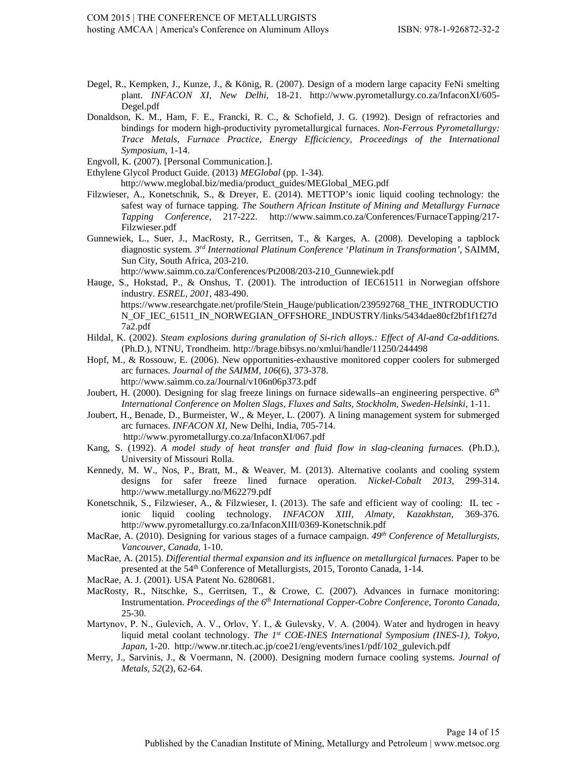Degel, R., Kempken, J., Kunze, J., & König, R. (2007). Design of a modern large capacity FeNi smelting plant. *INFACON XI, New Delhi*, 18-21. http://www.pyrometallurgy.co.za/InfaconXI/605-Degel.pdf

Donaldson, K. M., Ham, F. E., Francki, R. C., & Schofield, J. G. (1992). Design of refractories and bindings for modern high-productivity pyrometallurgical furnaces. *Non-Ferrous Pyrometallurgy: Trace Metals, Furnace Practice, Energy Efficiciency, Proceedings of the International Symposium*, 1-14.

Engvoll, K. (2007). [Personal Communication.].

Ethylene Glycol Product Guide. (2013) *MEGlobal* (pp. 1-34). http://www.meglobal.biz/media/product_guides/MEGlobal_MEG.pdf

Filzwieser, A., Konetschnik, S., & Dreyer, E. (2014). METTOP's ionic liquid cooling technology: the safest way of furnace tapping. *The Southern African Institute of Mining and Metallurgy Furnace Tapping Conference*, 217-222. http://www.saimm.co.za/Conferences/FurnaceTapping/217-Filzwieser.pdf

Gunnewiek, L., Suer, J., MacRosty, R., Gerritsen, T., & Karges, A. (2008). Developing a tapblock diagnostic system. *3rd International Platinum Conference 'Platinum in Transformation'*, SAIMM, Sun City, South Africa, 203-210. http://www.saimm.co.za/Conferences/Pt2008/203-210_Gunnewiek.pdf

Hauge, S., Hokstad, P., & Onshus, T. (2001). The introduction of IEC61511 in Norwegian offshore industry. *ESREL, 2001*, 483-490. https://www.researchgate.net/profile/Stein_Hauge/publication/239592768_THE_INTRODUCTION_OF_IEC_61511_IN_NORWEGIAN_OFFSHORE_INDUSTRY/links/5434dae80cf2bf1f1f27d7a2.pdf

Hildal, K. (2002). *Steam explosions during granulation of Si-rich alloys.: Effect of Al-and Ca-additions.* (Ph.D.), NTNU, Trondheim. http://brage.bibsys.no/xmlui/handle/11250/244498

Hopf, M., & Rossouw, E. (2006). New opportunities-exhaustive monitored copper coolers for submerged arc furnaces. *Journal of the SAIMM, 106*(6), 373-378. http://www.saimm.co.za/Journal/v106n06p373.pdf

Joubert, H. (2000). Designing for slag freeze linings on furnace sidewalls–an engineering perspective. *6th International Conference on Molten Slags, Fluxes and Salts, Stockholm, Sweden-Helsinki*, 1-11.

Joubert, H., Benade, D., Burmeister, W., & Meyer, L. (2007). A lining management system for submerged arc furnaces. *INFACON XI*, New Delhi, India, 705-714. http://www.pyrometallurgy.co.za/InfaconXI/067.pdf

Kang, S. (1992). *A model study of heat transfer and fluid flow in slag-cleaning furnaces.* (Ph.D.), University of Missouri Rolla.

Kennedy, M. W., Nos, P., Bratt, M., & Weaver, M. (2013). Alternative coolants and cooling system designs for safer freeze lined furnace operation. *Nickel-Cobalt 2013*, 299-314. http://www.metallurgy.no/M62279.pdf

Konetschnik, S., Filzwieser, A., & Filzwieser, I. (2013). The safe and efficient way of cooling: IL tec - ionic liquid cooling technology. *INFACON XIII, Almaty, Kazakhstan*, 369-376. http://www.pyrometallurgy.co.za/InfaconXIII/0369-Konetschnik.pdf

MacRae, A. (2010). Designing for various stages of a furnace campaign. *49th Conference of Metallurgists, Vancouver, Canada*, 1-10.

MacRae, A. (2015). *Differential thermal expansion and its influence on metallurgical furnaces.* Paper to be presented at the 54th Conference of Metallurgists, 2015, Toronto Canada, 1-14.

MacRae, A. J. (2001). USA Patent No. 6280681.

MacRosty, R., Nitschke, S., Gerritsen, T., & Crowe, C. (2007). Advances in furnace monitoring: Instrumentation. *Proceedings of the 6th International Copper-Cobre Conference, Toronto Canada*, 25-30.

Martynov, P. N., Gulevich, A. V., Orlov, Y. I., & Gulevsky, V. A. (2004). Water and hydrogen in heavy liquid metal coolant technology. *The 1st COE-INES International Symposium (INES-1), Tokyo, Japan*, 1-20. http://www.nr.titech.ac.jp/coe21/eng/events/ines1/pdf/102_gulevich.pdf

Merry, J., Sarvinis, J., & Voermann, N. (2000). Designing modern furnace cooling systems. *Journal of Metals, 52*(2), 62-64.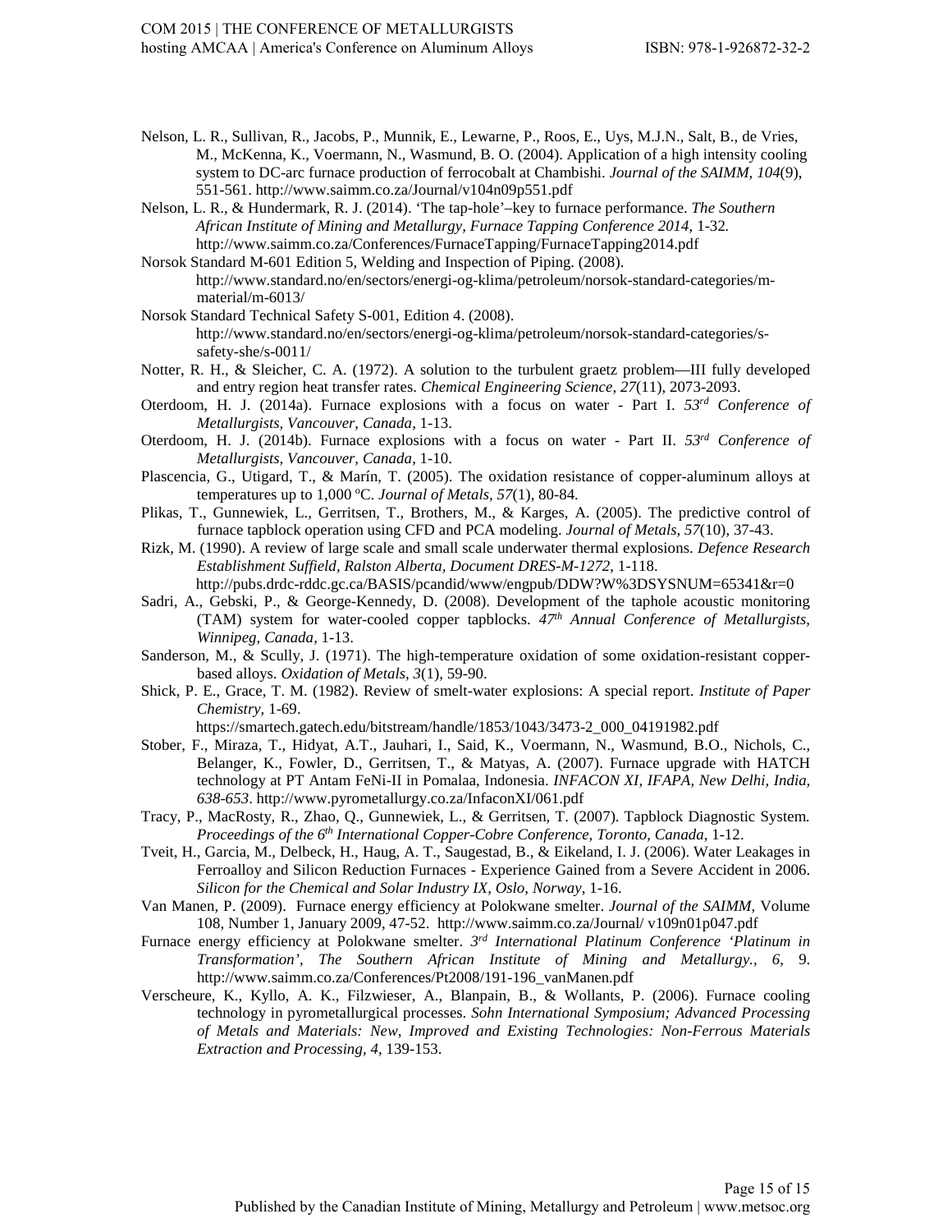Nelson, L. R., Sullivan, R., Jacobs, P., Munnik, E., Lewarne, P., Roos, E., Uys, M.J.N., Salt, B., de Vries, M., McKenna, K., Voermann, N., Wasmund, B. O. (2004). Application of a high intensity cooling system to DC-arc furnace production of ferrocobalt at Chambishi. *Journal of the SAIMM, 104*(9), 551-561. http://www.saimm.co.za/Journal/v104n09p551.pdf

Nelson, L. R., & Hundermark, R. J. (2014). 'The tap-hole'–key to furnace performance. *The Southern African Institute of Mining and Metallurgy, Furnace Tapping Conference 2014*, 1-32. http://www.saimm.co.za/Conferences/FurnaceTapping/FurnaceTapping2014.pdf

Norsok Standard M-601 Edition 5, Welding and Inspection of Piping. (2008). http://www.standard.no/en/sectors/energi-og-klima/petroleum/norsok-standard-categories/m-material/m-6013/

Norsok Standard Technical Safety S-001, Edition 4. (2008). http://www.standard.no/en/sectors/energi-og-klima/petroleum/norsok-standard-categories/s-safety-she/s-0011/

Notter, R. H., & Sleicher, C. A. (1972). A solution to the turbulent graetz problem—III fully developed and entry region heat transfer rates. *Chemical Engineering Science, 27*(11), 2073-2093.

Oterdoom, H. J. (2014a). Furnace explosions with a focus on water - Part I. *53rd Conference of Metallurgists, Vancouver, Canada*, 1-13.

Oterdoom, H. J. (2014b). Furnace explosions with a focus on water - Part II. *53rd Conference of Metallurgists, Vancouver, Canada*, 1-10.

Plascencia, G., Utigard, T., & Marín, T. (2005). The oxidation resistance of copper-aluminum alloys at temperatures up to 1,000 °C. *Journal of Metals, 57*(1), 80-84.

Plikas, T., Gunnewiek, L., Gerritsen, T., Brothers, M., & Karges, A. (2005). The predictive control of furnace tapblock operation using CFD and PCA modeling. *Journal of Metals, 57*(10), 37-43.

Rizk, M. (1990). A review of large scale and small scale underwater thermal explosions. *Defence Research Establishment Suffield, Ralston Alberta, Document DRES-M-1272*, 1-118. http://pubs.drdc-rddc.gc.ca/BASIS/pcandid/www/engpub/DDW?W%3DSYSNUM=65341&r=0

Sadri, A., Gebski, P., & George-Kennedy, D. (2008). Development of the taphole acoustic monitoring (TAM) system for water-cooled copper tapblocks. *47th Annual Conference of Metallurgists, Winnipeg, Canada*, 1-13.

Sanderson, M., & Scully, J. (1971). The high-temperature oxidation of some oxidation-resistant copper-based alloys. *Oxidation of Metals, 3*(1), 59-90.

Shick, P. E., Grace, T. M. (1982). Review of smelt-water explosions: A special report. *Institute of Paper Chemistry*, 1-69. https://smartech.gatech.edu/bitstream/handle/1853/1043/3473-2_000_04191982.pdf

Stober, F., Miraza, T., Hidyat, A.T., Jauhari, I., Said, K., Voermann, N., Wasmund, B.O., Nichols, C., Belanger, K., Fowler, D., Gerritsen, T., & Matyas, A. (2007). Furnace upgrade with HATCH technology at PT Antam FeNi-II in Pomalaa, Indonesia. *INFACON XI, IFAPA, New Delhi, India, 638-653*. http://www.pyrometallurgy.co.za/InfaconXI/061.pdf

Tracy, P., MacRosty, R., Zhao, Q., Gunnewiek, L., & Gerritsen, T. (2007). Tapblock Diagnostic System. *Proceedings of the 6th International Copper-Cobre Conference, Toronto, Canada*, 1-12.

Tveit, H., Garcia, M., Delbeck, H., Haug, A. T., Saugestad, B., & Eikeland, I. J. (2006). Water Leakages in Ferroalloy and Silicon Reduction Furnaces - Experience Gained from a Severe Accident in 2006. *Silicon for the Chemical and Solar Industry IX, Oslo, Norway*, 1-16.

Van Manen, P. (2009). Furnace energy efficiency at Polokwane smelter. *Journal of the SAIMM*, Volume 108, Number 1, January 2009, 47-52. http://www.saimm.co.za/Journal/ v109n01p047.pdf

Furnace energy efficiency at Polokwane smelter. *3rd International Platinum Conference 'Platinum in Transformation', The Southern African Institute of Mining and Metallurgy., 6*, 9. http://www.saimm.co.za/Conferences/Pt2008/191-196_vanManen.pdf

Verscheure, K., Kyllo, A. K., Filzwieser, A., Blanpain, B., & Wollants, P. (2006). Furnace cooling technology in pyrometallurgical processes. *Sohn International Symposium; Advanced Processing of Metals and Materials: New, Improved and Existing Technologies: Non-Ferrous Materials Extraction and Processing, 4*, 139-153.